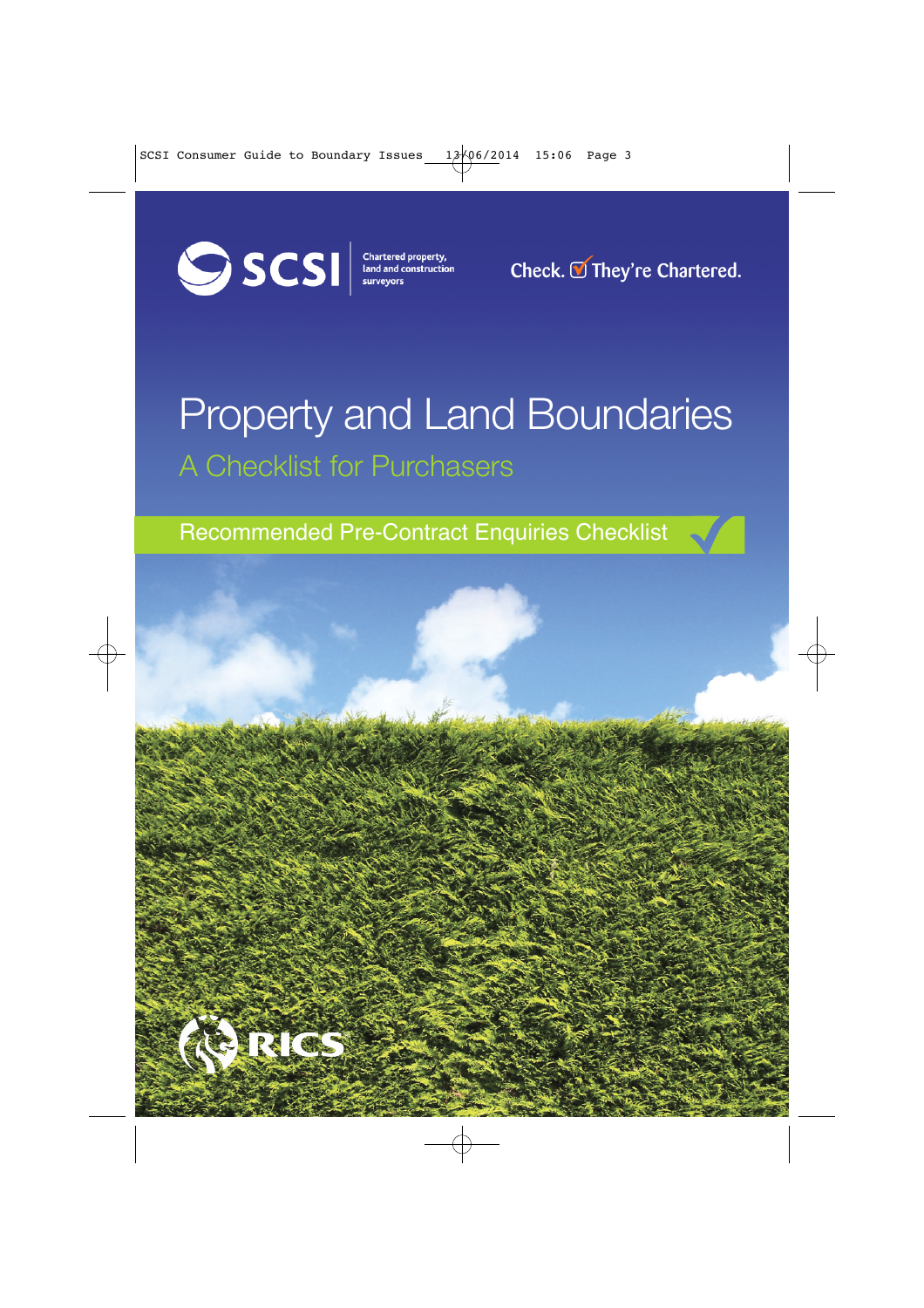SCSI

Chartered property, land and construction surveyors

Check. ☑ They're Chartered.

# Property and Land Boundaries

## A Checklist for Purchasers

Recommended Pre-Contract Enquiries Checklist

RICS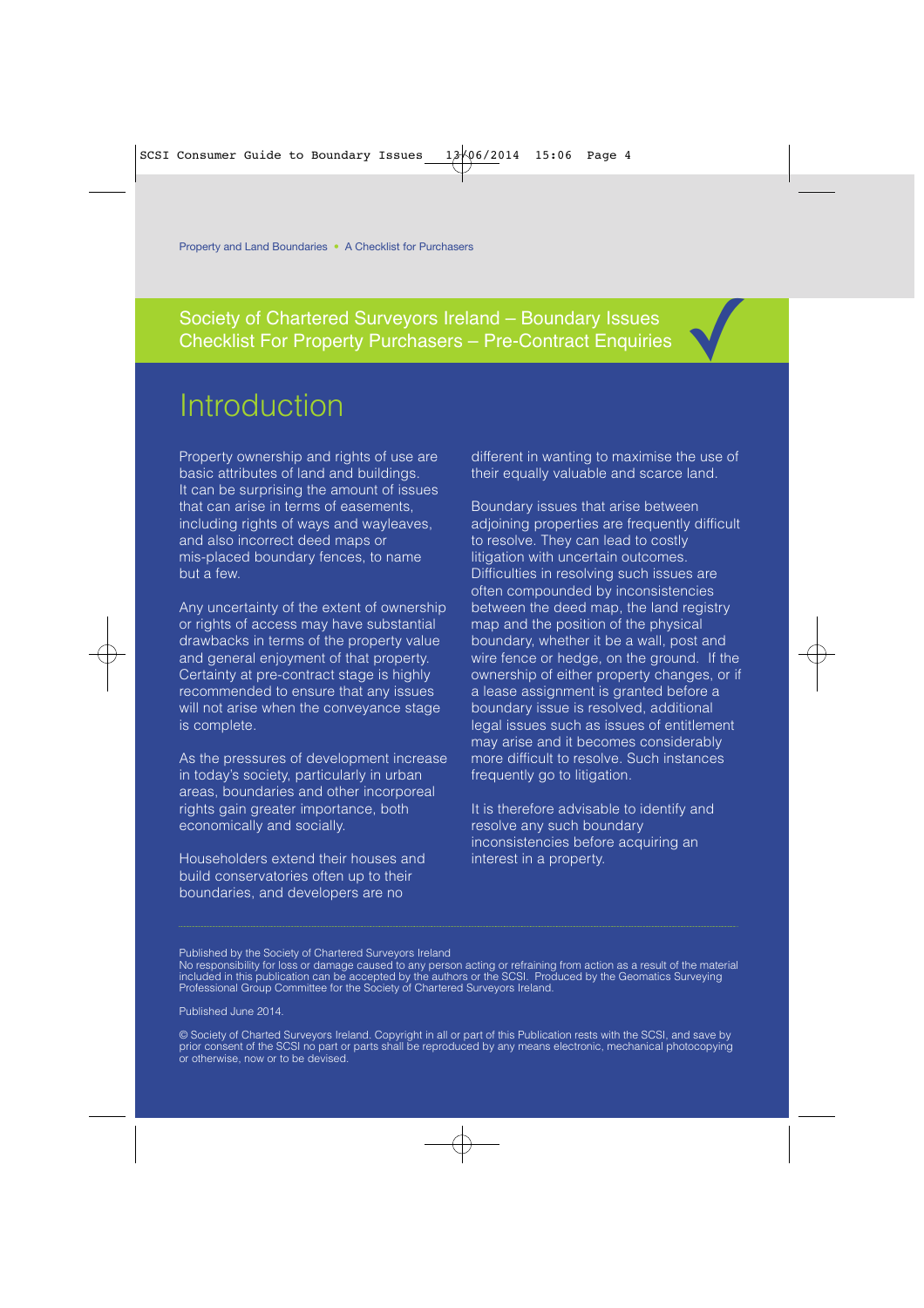## Society of Chartered Surveyors Ireland – Boundary Issues Checklist For Property Purchasers – Pre-Contract Enquiries

# Introduction

Property ownership and rights of use are basic attributes of land and buildings. It can be surprising the amount of issues that can arise in terms of easements, including rights of ways and wayleaves, and also incorrect deed maps or mis-placed boundary fences, to name but a few.

Any uncertainty of the extent of ownership or rights of access may have substantial drawbacks in terms of the property value and general enjoyment of that property. Certainty at pre-contract stage is highly recommended to ensure that any issues will not arise when the conveyance stage is complete.

As the pressures of development increase in today's society, particularly in urban areas, boundaries and other incorporeal rights gain greater importance, both economically and socially.

Householders extend their houses and build conservatories often up to their boundaries, and developers are no different in wanting to maximise the use of their equally valuable and scarce land.

Boundary issues that arise between adjoining properties are frequently difficult to resolve. They can lead to costly litigation with uncertain outcomes. Difficulties in resolving such issues are often compounded by inconsistencies between the deed map, the land registry map and the position of the physical boundary, whether it be a wall, post and wire fence or hedge, on the ground. If the ownership of either property changes, or if a lease assignment is granted before a boundary issue is resolved, additional legal issues such as issues of entitlement may arise and it becomes considerably more difficult to resolve. Such instances frequently go to litigation.

It is therefore advisable to identify and resolve any such boundary inconsistencies before acquiring an interest in a property.

---

Published by the Society of Chartered Surveyors Ireland
No responsibility for loss or damage caused to any person acting or refraining from action as a result of the material included in this publication can be accepted by the authors or the SCSI. Produced by the Geomatics Surveying Professional Group Committee for the Society of Chartered Surveyors Ireland.

Published June 2014.

© Society of Charted Surveyors Ireland. Copyright in all or part of this Publication rests with the SCSI, and save by prior consent of the SCSI no part or parts shall be reproduced by any means electronic, mechanical photocopying or otherwise, now or to be devised.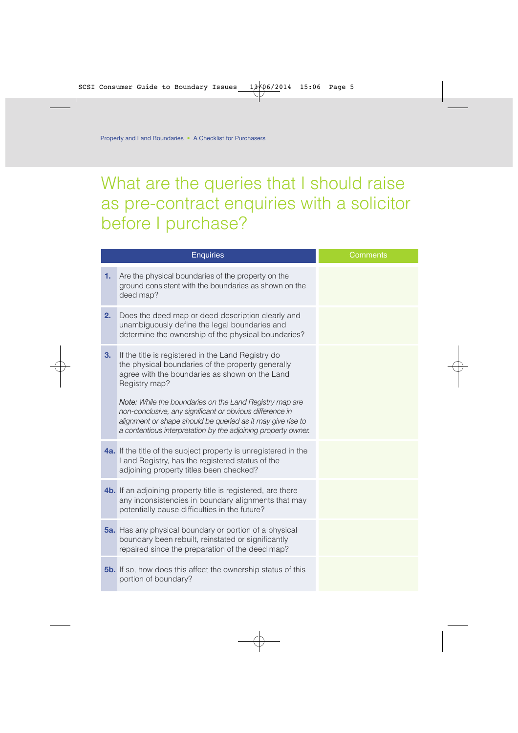# What are the queries that I should raise as pre-contract enquiries with a solicitor before I purchase?

| | Enquiries | Comments |
|---|---|---|
| **1.** | Are the physical boundaries of the property on the ground consistent with the boundaries as shown on the deed map? | |
| **2.** | Does the deed map or deed description clearly and unambiguously define the legal boundaries and determine the ownership of the physical boundaries? | |
| **3.** | If the title is registered in the Land Registry do the physical boundaries of the property generally agree with the boundaries as shown on the Land Registry map?<br><br>*Note: While the boundaries on the Land Registry map are non-conclusive, any significant or obvious difference in alignment or shape should be queried as it may give rise to a contentious interpretation by the adjoining property owner.* | |
| **4a.** | If the title of the subject property is unregistered in the Land Registry, has the registered status of the adjoining property titles been checked? | |
| **4b.** | If an adjoining property title is registered, are there any inconsistencies in boundary alignments that may potentially cause difficulties in the future? | |
| **5a.** | Has any physical boundary or portion of a physical boundary been rebuilt, reinstated or significantly repaired since the preparation of the deed map? | |
| **5b.** | If so, how does this affect the ownership status of this portion of boundary? | |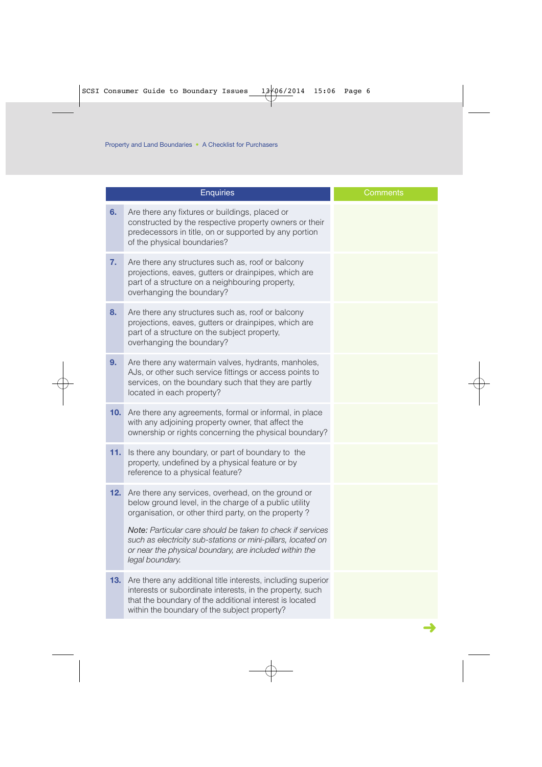| | Enquiries | Comments |
|---|---|---|
| **6.** | Are there any fixtures or buildings, placed or constructed by the respective property owners or their predecessors in title, on or supported by any portion of the physical boundaries? | |
| **7.** | Are there any structures such as, roof or balcony projections, eaves, gutters or drainpipes, which are part of a structure on a neighbouring property, overhanging the boundary? | |
| **8.** | Are there any structures such as, roof or balcony projections, eaves, gutters or drainpipes, which are part of a structure on the subject property, overhanging the boundary? | |
| **9.** | Are there any watermain valves, hydrants, manholes, AJs, or other such service fittings or access points to services, on the boundary such that they are partly located in each property? | |
| **10.** | Are there any agreements, formal or informal, in place with any adjoining property owner, that affect the ownership or rights concerning the physical boundary? | |
| **11.** | Is there any boundary, or part of boundary to the property, undefined by a physical feature or by reference to a physical feature? | |
| **12.** | Are there any services, overhead, on the ground or below ground level, in the charge of a public utility organisation, or other third party, on the property? *Note: Particular care should be taken to check if services such as electricity sub-stations or mini-pillars, located on or near the physical boundary, are included within the legal boundary.* | |
| **13.** | Are there any additional title interests, including superior interests or subordinate interests, in the property, such that the boundary of the additional interest is located within the boundary of the subject property? | |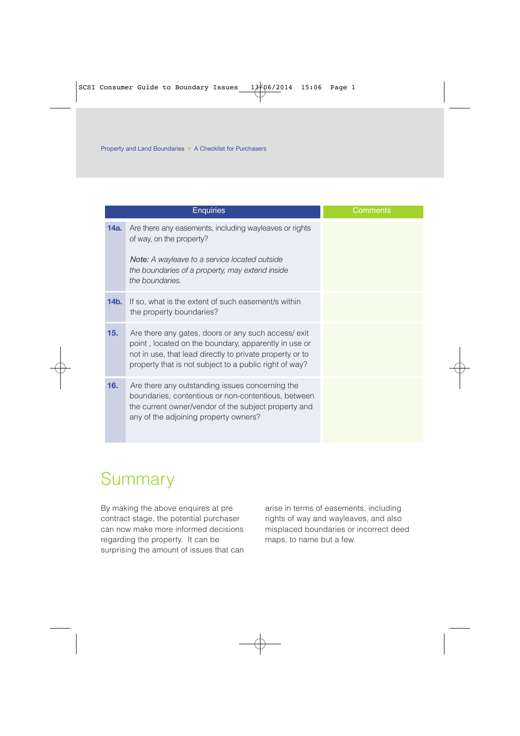Property and Land Boundaries • A Checklist for Purchasers

| | Enquiries | Comments |
|---|---|---|
| **14a.** | Are there any easements, including wayleaves or rights of way, on the property?<br><br>*Note: A wayleave to a service located outside the boundaries of a property, may extend inside the boundaries.* | |
| **14b.** | If so, what is the extent of such easement/s within the property boundaries? | |
| **15.** | Are there any gates, doors or any such access/ exit point , located on the boundary, apparently in use or not in use, that lead directly to private property or to property that is not subject to a public right of way? | |
| **16.** | Are there any outstanding issues concerning the boundaries, contentious or non-contentious, between the current owner/vendor of the subject property and any of the adjoining property owners? | |

# Summary

By making the above enquires at pre contract stage, the potential purchaser can now make more informed decisions regarding the property. It can be surprising the amount of issues that can arise in terms of easements, including rights of way and wayleaves, and also misplaced boundaries or incorrect deed maps, to name but a few.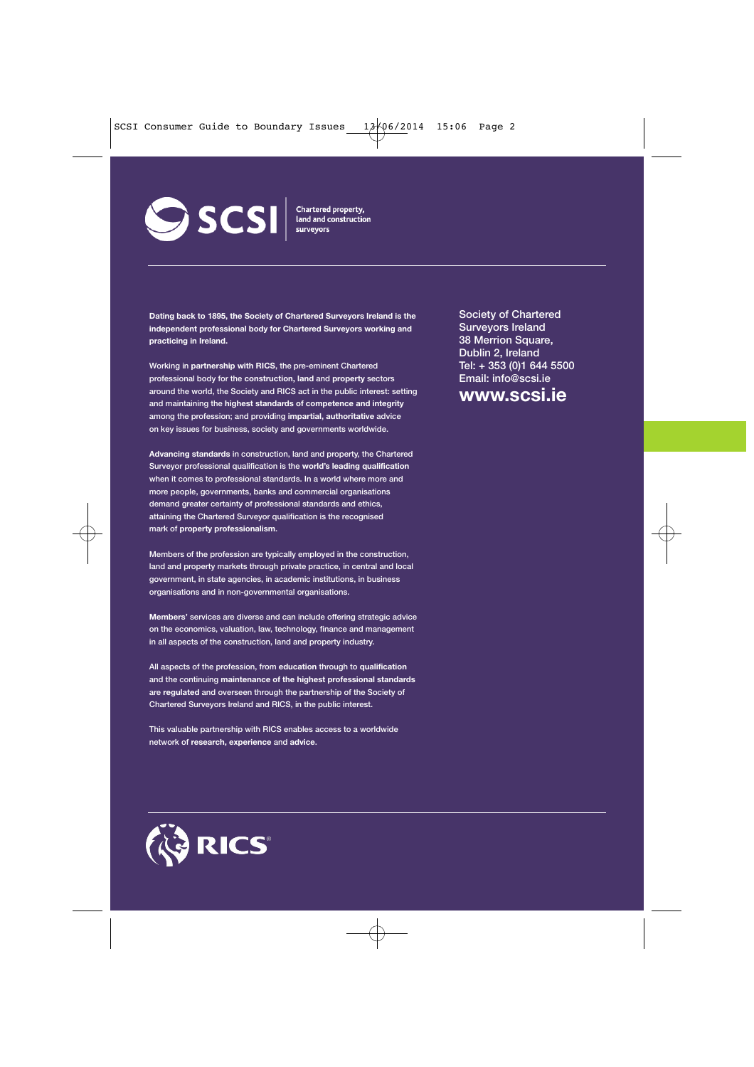SCSI Chartered property, land and construction surveyors

**Dating back to 1895, the Society of Chartered Surveyors Ireland is the independent professional body for Chartered Surveyors working and practicing in Ireland.**

Working in **partnership with RICS**, the pre-eminent Chartered professional body for the **construction, land** and **property** sectors around the world, the Society and RICS act in the public interest: setting and maintaining the **highest standards of competence and integrity** among the profession; and providing **impartial, authoritative** advice on key issues for business, society and governments worldwide.

**Advancing standards** in construction, land and property, the Chartered Surveyor professional qualification is the **world's leading qualification** when it comes to professional standards. In a world where more and more people, governments, banks and commercial organisations demand greater certainty of professional standards and ethics, attaining the Chartered Surveyor qualification is the recognised mark of **property professionalism.**

Members of the profession are typically employed in the construction, land and property markets through private practice, in central and local government, in state agencies, in academic institutions, in business organisations and in non-governmental organisations.

**Members'** services are diverse and can include offering strategic advice on the economics, valuation, law, technology, finance and management in all aspects of the construction, land and property industry.

All aspects of the profession, from **education** through to **qualification** and the continuing **maintenance of the highest professional standards** are **regulated** and overseen through the partnership of the Society of Chartered Surveyors Ireland and RICS, in the public interest.

This valuable partnership with RICS enables access to a worldwide network of **research, experience** and **advice.**

Society of Chartered Surveyors Ireland
38 Merrion Square,
Dublin 2, Ireland
Tel: + 353 (0)1 644 5500
Email: info@scsi.ie

**www.scsi.ie**

RICS